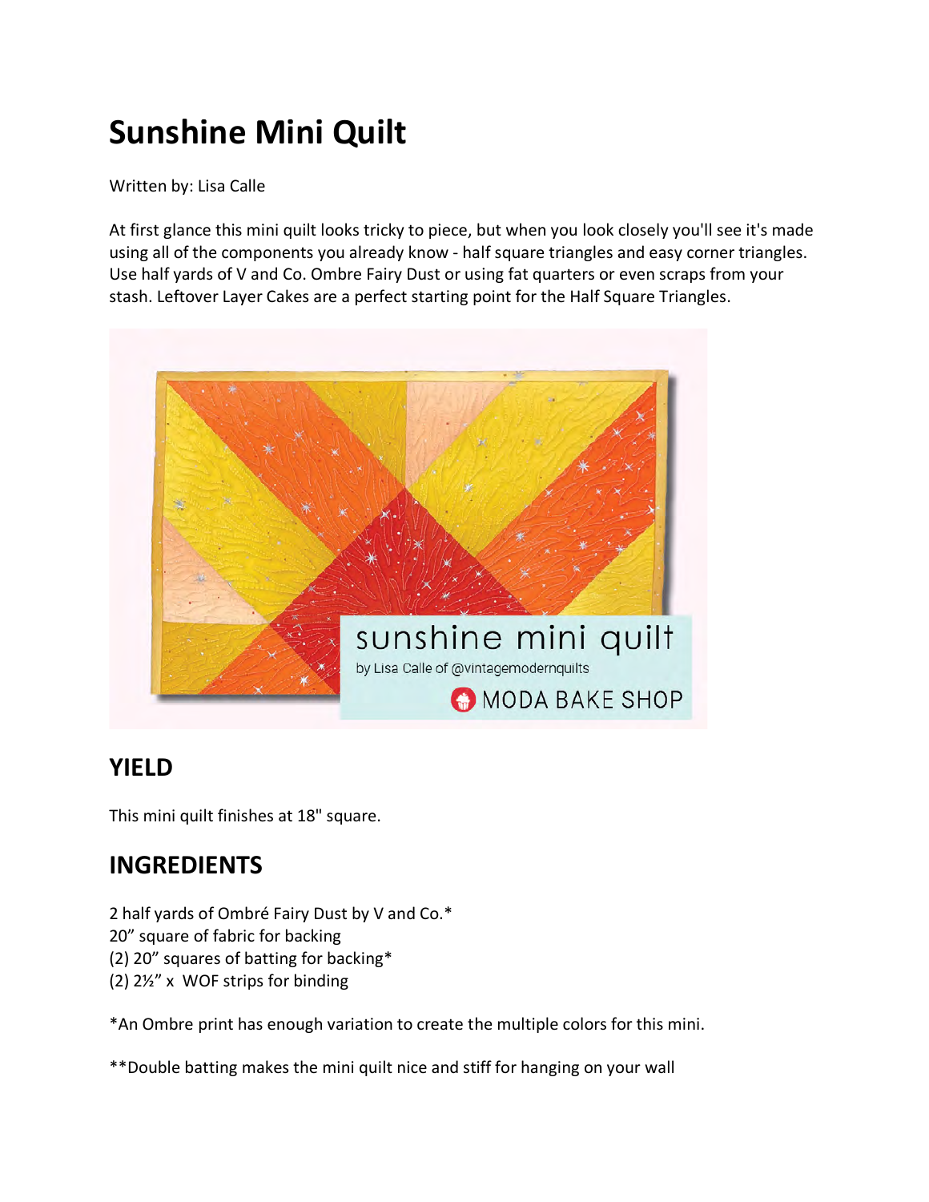# Sunshine Mini Quilt

Written by: Lisa Calle

At first glance this mini quilt looks tricky to piece, but when you look closely you'll see it's made using all of the components you already know - half square triangles and easy corner triangles. Use half yards of V and Co. Ombre Fairy Dust or using fat quarters or even scraps from your stash. Leftover Layer Cakes are a perfect starting point for the Half Square Triangles.

## YIELD

This mini quilt finishes at 18" square.

## INGREDIENTS

2 half yards of Ombré Fairy Dust by V and Co.*
20” square of fabric for backing
(2) 20” squares of batting for backing*
(2) 2½” x WOF strips for binding

*An Ombre print has enough variation to create the multiple colors for this mini.

**Double batting makes the mini quilt nice and stiff for hanging on your wall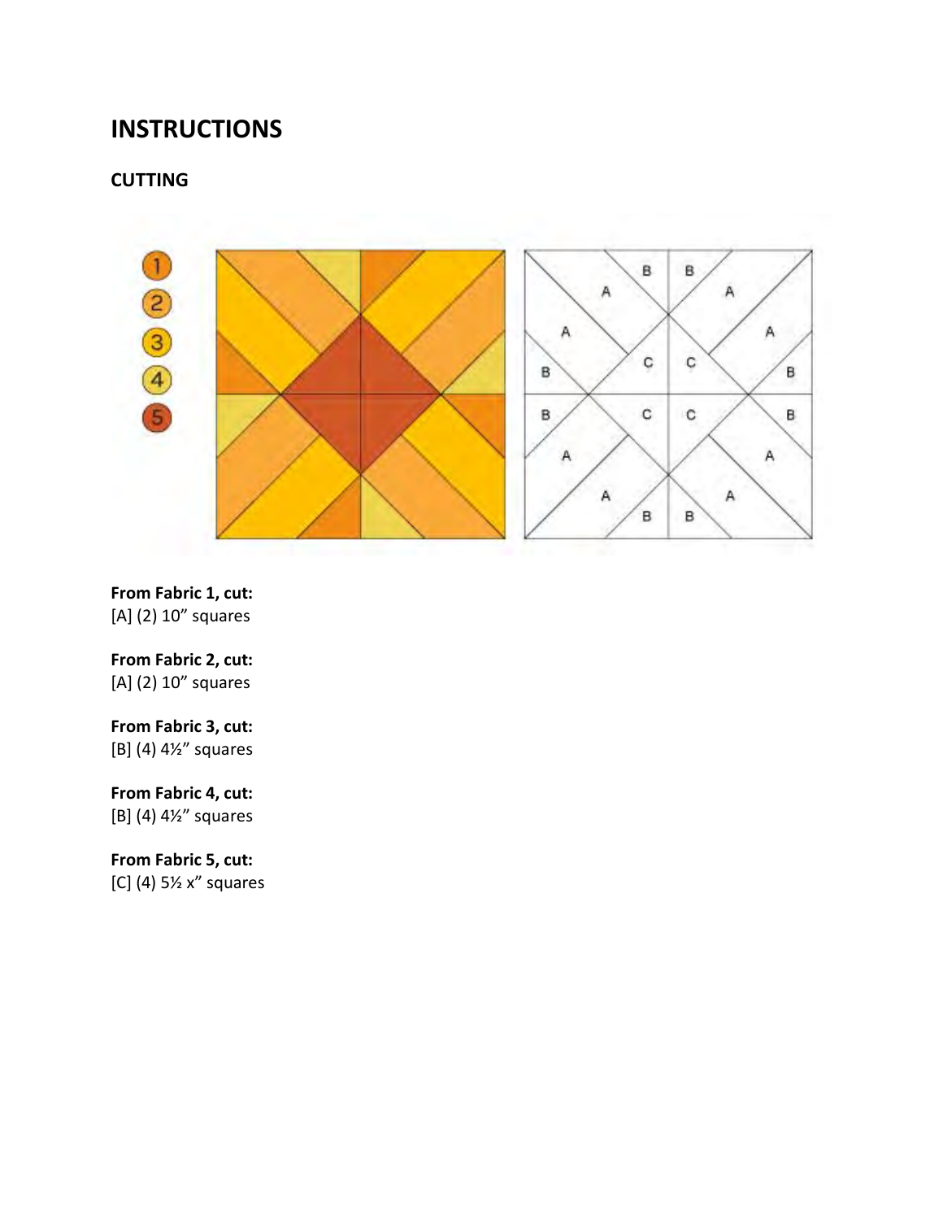# INSTRUCTIONS

## CUTTING

**From Fabric 1, cut:**
[A] (2) 10” squares

**From Fabric 2, cut:**
[A] (2) 10” squares

**From Fabric 3, cut:**
[B] (4) 4½” squares

**From Fabric 4, cut:**
[B] (4) 4½” squares

**From Fabric 5, cut:**
[C] (4) 5½ x” squares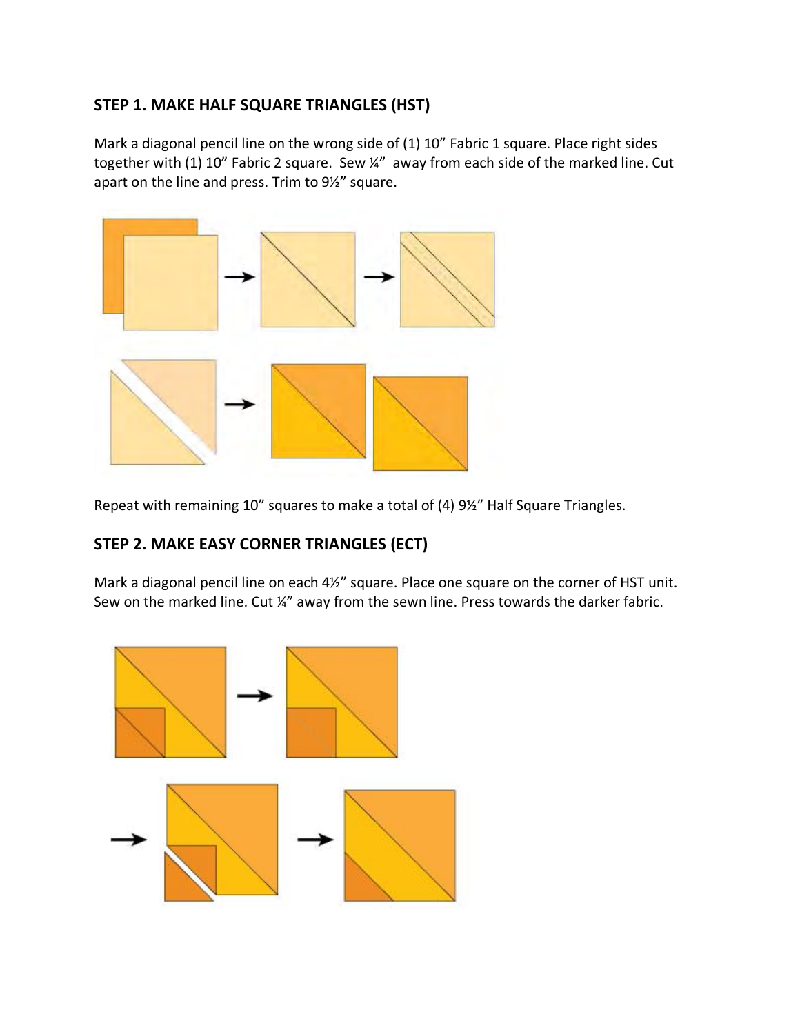## STEP 1. MAKE HALF SQUARE TRIANGLES (HST)

Mark a diagonal pencil line on the wrong side of (1) 10” Fabric 1 square. Place right sides together with (1) 10” Fabric 2 square. Sew ¼” away from each side of the marked line. Cut apart on the line and press. Trim to 9½” square.

Repeat with remaining 10” squares to make a total of (4) 9½” Half Square Triangles.

## STEP 2. MAKE EASY CORNER TRIANGLES (ECT)

Mark a diagonal pencil line on each 4½” square. Place one square on the corner of HST unit. Sew on the marked line. Cut ¼” away from the sewn line. Press towards the darker fabric.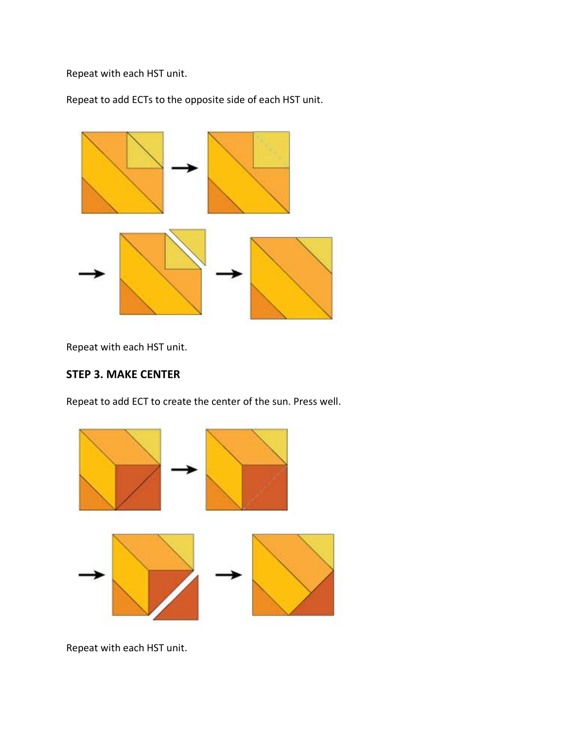Repeat with each HST unit.

Repeat to add ECTs to the opposite side of each HST unit.

Repeat with each HST unit.

### STEP 3. MAKE CENTER

Repeat to add ECT to create the center of the sun. Press well.

Repeat with each HST unit.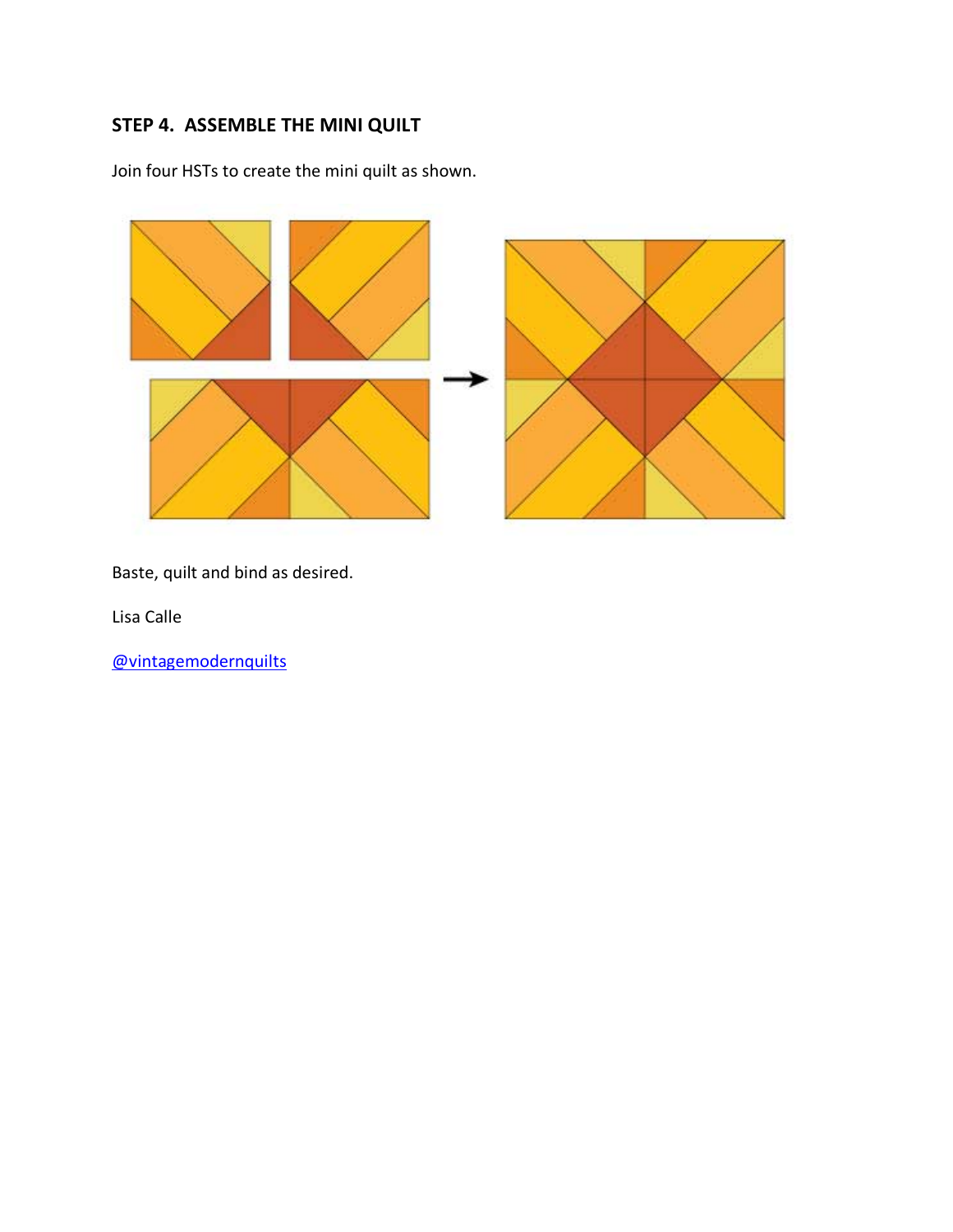## STEP 4. ASSEMBLE THE MINI QUILT

Join four HSTs to create the mini quilt as shown.

Baste, quilt and bind as desired.

Lisa Calle

@vintagemodernquilts